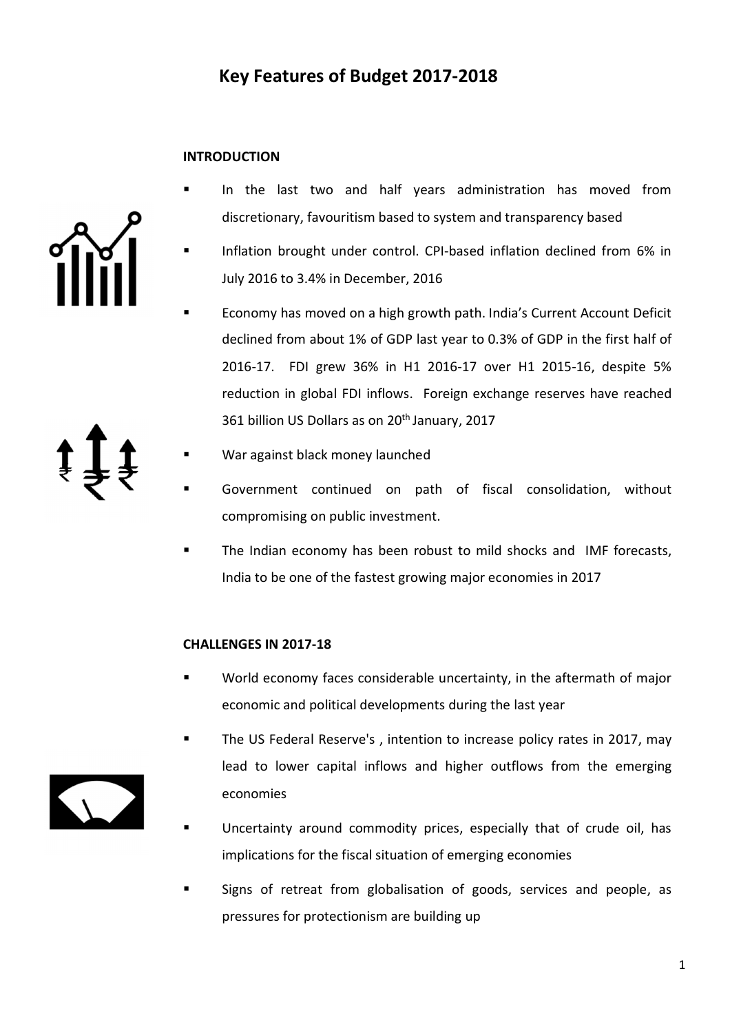# Key Features of Budget 2017-2018

## INTRODUCTION

- In the last two and half years administration has moved from discretionary, favouritism based to system and transparency based
- Inflation brought under control. CPI-based inflation declined from 6% in July 2016 to 3.4% in December, 2016
- Economy has moved on a high growth path. India's Current Account Deficit declined from about 1% of GDP last year to 0.3% of GDP in the first half of 2016-17. FDI grew 36% in H1 2016-17 over H1 2015-16, despite 5% reduction in global FDI inflows. Foreign exchange reserves have reached 361 billion US Dollars as on 20th January, 2017
- War against black money launched
- Government continued on path of fiscal consolidation, without compromising on public investment.
- The Indian economy has been robust to mild shocks and IMF forecasts, India to be one of the fastest growing major economies in 2017

## CHALLENGES IN 2017-18

- World economy faces considerable uncertainty, in the aftermath of major economic and political developments during the last year
- The US Federal Reserve's , intention to increase policy rates in 2017, may lead to lower capital inflows and higher outflows from the emerging economies
- Uncertainty around commodity prices, especially that of crude oil, has implications for the fiscal situation of emerging economies
- Signs of retreat from globalisation of goods, services and people, as pressures for protectionism are building up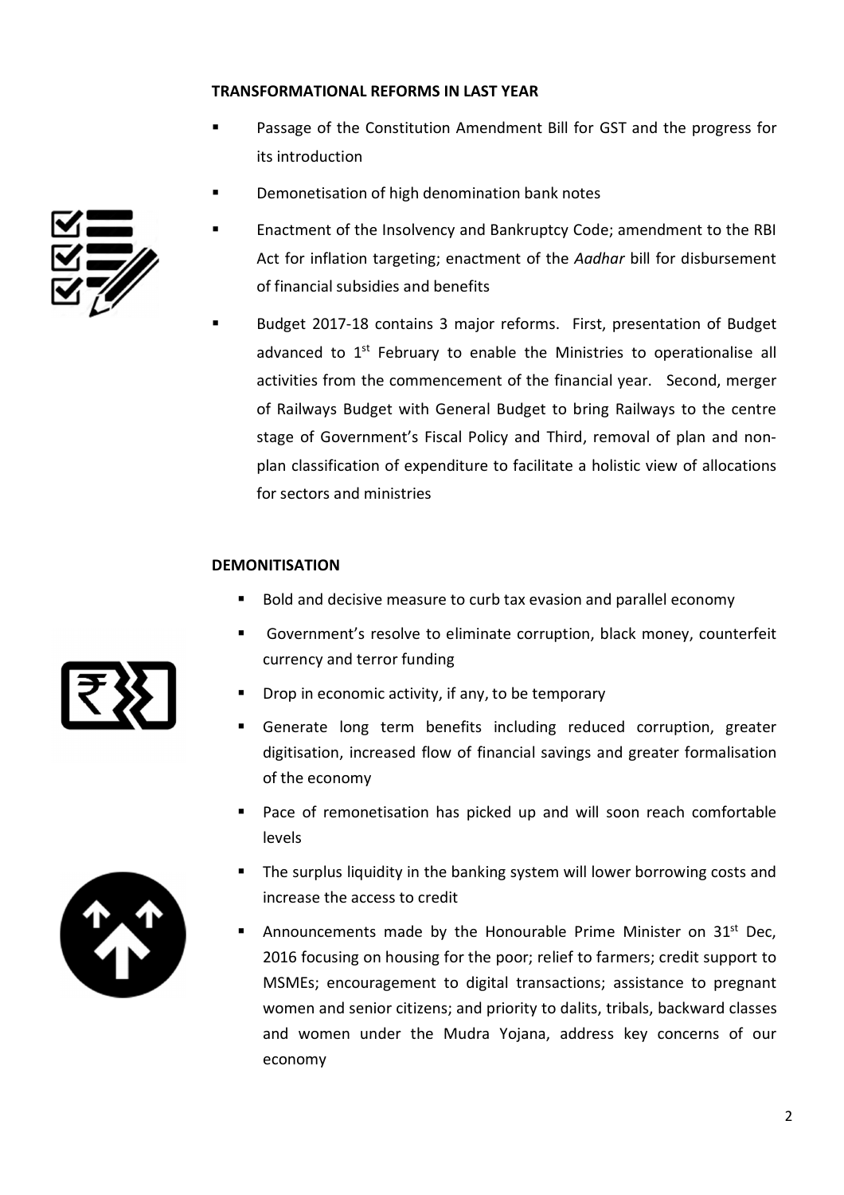## TRANSFORMATIONAL REFORMS IN LAST YEAR

- Passage of the Constitution Amendment Bill for GST and the progress for its introduction
- Demonetisation of high denomination bank notes
- Enactment of the Insolvency and Bankruptcy Code; amendment to the RBI Act for inflation targeting; enactment of the *Aadhar* bill for disbursement of financial subsidies and benefits
- Budget 2017-18 contains 3 major reforms. First, presentation of Budget advanced to 1st February to enable the Ministries to operationalise all activities from the commencement of the financial year. Second, merger of Railways Budget with General Budget to bring Railways to the centre stage of Government's Fiscal Policy and Third, removal of plan and non-plan classification of expenditure to facilitate a holistic view of allocations for sectors and ministries

## DEMONITISATION

- Bold and decisive measure to curb tax evasion and parallel economy
- Government's resolve to eliminate corruption, black money, counterfeit currency and terror funding
- Drop in economic activity, if any, to be temporary
- Generate long term benefits including reduced corruption, greater digitisation, increased flow of financial savings and greater formalisation of the economy
- Pace of remonetisation has picked up and will soon reach comfortable levels
- The surplus liquidity in the banking system will lower borrowing costs and increase the access to credit
- Announcements made by the Honourable Prime Minister on 31st Dec, 2016 focusing on housing for the poor; relief to farmers; credit support to MSMEs; encouragement to digital transactions; assistance to pregnant women and senior citizens; and priority to dalits, tribals, backward classes and women under the Mudra Yojana, address key concerns of our economy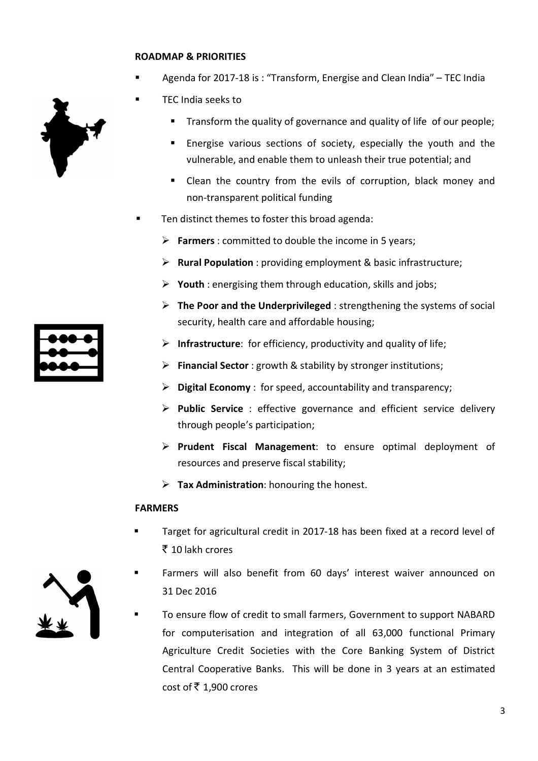**ROADMAP & PRIORITIES**

- Agenda for 2017-18 is : "Transform, Energise and Clean India" – TEC India
- TEC India seeks to
  - Transform the quality of governance and quality of life of our people;
  - Energise various sections of society, especially the youth and the vulnerable, and enable them to unleash their true potential; and
  - Clean the country from the evils of corruption, black money and non-transparent political funding
- Ten distinct themes to foster this broad agenda:
  - **Farmers** : committed to double the income in 5 years;
  - **Rural Population** : providing employment & basic infrastructure;
  - **Youth** : energising them through education, skills and jobs;
  - **The Poor and the Underprivileged** : strengthening the systems of social security, health care and affordable housing;
  - **Infrastructure**: for efficiency, productivity and quality of life;
  - **Financial Sector** : growth & stability by stronger institutions;
  - **Digital Economy** : for speed, accountability and transparency;
  - **Public Service** : effective governance and efficient service delivery through people's participation;
  - **Prudent Fiscal Management**: to ensure optimal deployment of resources and preserve fiscal stability;
  - **Tax Administration**: honouring the honest.

**FARMERS**

- Target for agricultural credit in 2017-18 has been fixed at a record level of ₹ 10 lakh crores
- Farmers will also benefit from 60 days' interest waiver announced on 31 Dec 2016
- To ensure flow of credit to small farmers, Government to support NABARD for computerisation and integration of all 63,000 functional Primary Agriculture Credit Societies with the Core Banking System of District Central Cooperative Banks. This will be done in 3 years at an estimated cost of ₹ 1,900 crores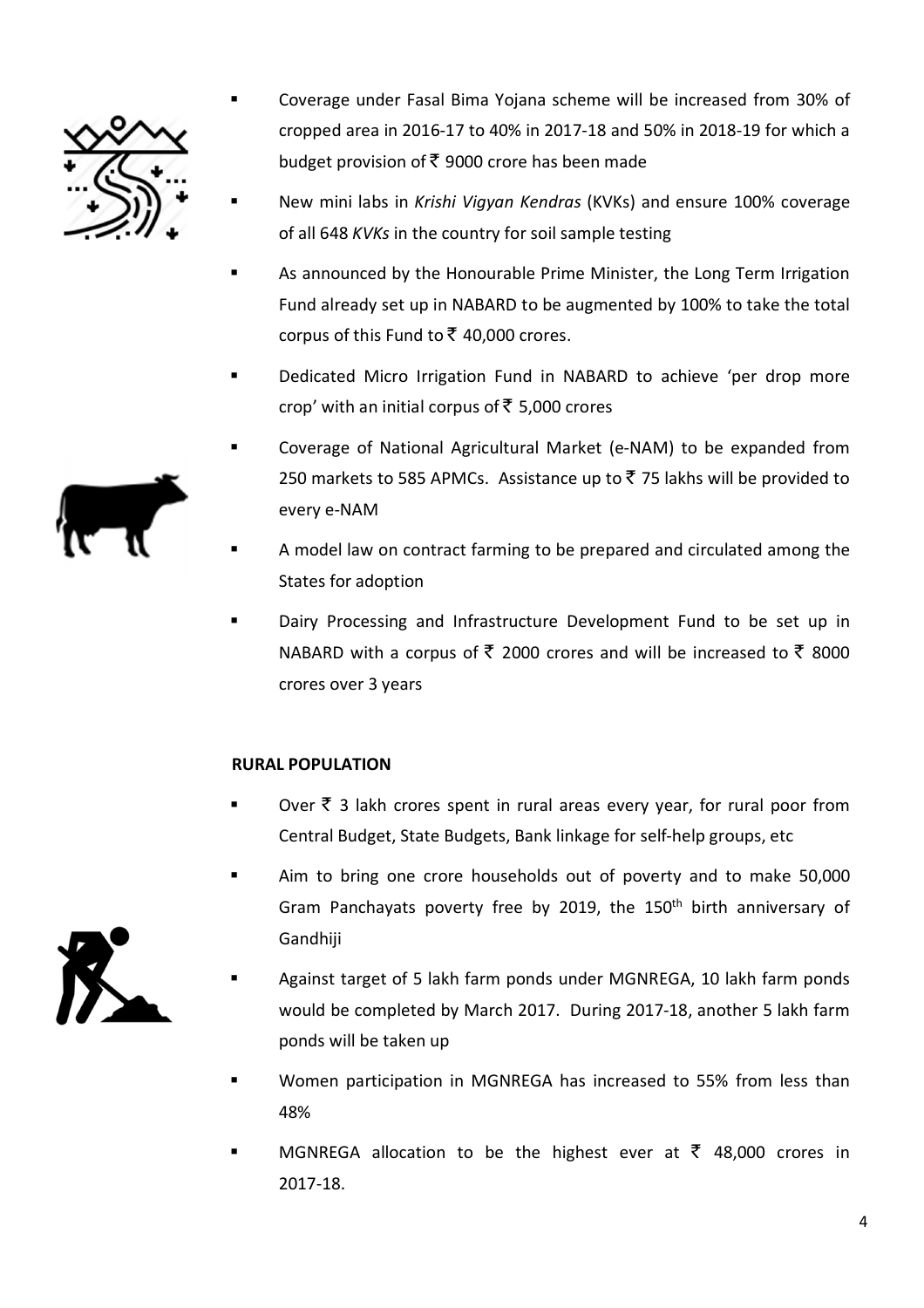- Coverage under Fasal Bima Yojana scheme will be increased from 30% of cropped area in 2016-17 to 40% in 2017-18 and 50% in 2018-19 for which a budget provision of ₹ 9000 crore has been made
- New mini labs in *Krishi Vigyan Kendras* (KVKs) and ensure 100% coverage of all 648 *KVKs* in the country for soil sample testing
- As announced by the Honourable Prime Minister, the Long Term Irrigation Fund already set up in NABARD to be augmented by 100% to take the total corpus of this Fund to ₹ 40,000 crores.
- Dedicated Micro Irrigation Fund in NABARD to achieve 'per drop more crop' with an initial corpus of ₹ 5,000 crores
- Coverage of National Agricultural Market (e-NAM) to be expanded from 250 markets to 585 APMCs. Assistance up to ₹ 75 lakhs will be provided to every e-NAM
- A model law on contract farming to be prepared and circulated among the States for adoption
- Dairy Processing and Infrastructure Development Fund to be set up in NABARD with a corpus of ₹ 2000 crores and will be increased to ₹ 8000 crores over 3 years

**RURAL POPULATION**

- Over ₹ 3 lakh crores spent in rural areas every year, for rural poor from Central Budget, State Budgets, Bank linkage for self-help groups, etc
- Aim to bring one crore households out of poverty and to make 50,000 Gram Panchayats poverty free by 2019, the 150th birth anniversary of Gandhiji
- Against target of 5 lakh farm ponds under MGNREGA, 10 lakh farm ponds would be completed by March 2017. During 2017-18, another 5 lakh farm ponds will be taken up
- Women participation in MGNREGA has increased to 55% from less than 48%
- MGNREGA allocation to be the highest ever at ₹ 48,000 crores in 2017-18.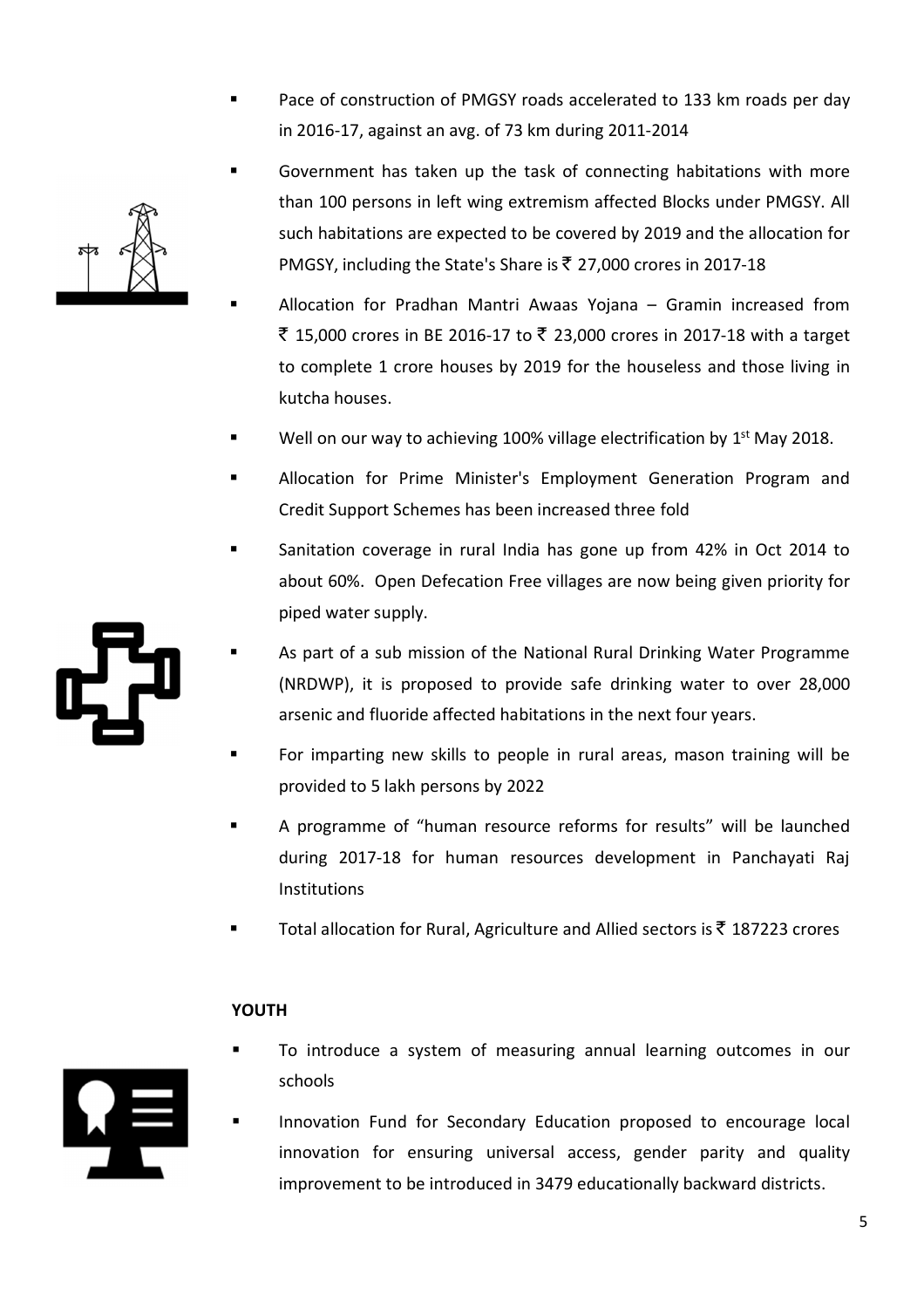- Pace of construction of PMGSY roads accelerated to 133 km roads per day in 2016-17, against an avg. of 73 km during 2011-2014
- Government has taken up the task of connecting habitations with more than 100 persons in left wing extremism affected Blocks under PMGSY. All such habitations are expected to be covered by 2019 and the allocation for PMGSY, including the State's Share is ₹ 27,000 crores in 2017-18
- Allocation for Pradhan Mantri Awaas Yojana – Gramin increased from ₹ 15,000 crores in BE 2016-17 to ₹ 23,000 crores in 2017-18 with a target to complete 1 crore houses by 2019 for the houseless and those living in kutcha houses.
- Well on our way to achieving 100% village electrification by 1st May 2018.
- Allocation for Prime Minister's Employment Generation Program and Credit Support Schemes has been increased three fold
- Sanitation coverage in rural India has gone up from 42% in Oct 2014 to about 60%. Open Defecation Free villages are now being given priority for piped water supply.
- As part of a sub mission of the National Rural Drinking Water Programme (NRDWP), it is proposed to provide safe drinking water to over 28,000 arsenic and fluoride affected habitations in the next four years.
- For imparting new skills to people in rural areas, mason training will be provided to 5 lakh persons by 2022
- A programme of "human resource reforms for results" will be launched during 2017-18 for human resources development in Panchayati Raj Institutions
- Total allocation for Rural, Agriculture and Allied sectors is ₹ 187223 crores

**YOUTH**

- To introduce a system of measuring annual learning outcomes in our schools
- Innovation Fund for Secondary Education proposed to encourage local innovation for ensuring universal access, gender parity and quality improvement to be introduced in 3479 educationally backward districts.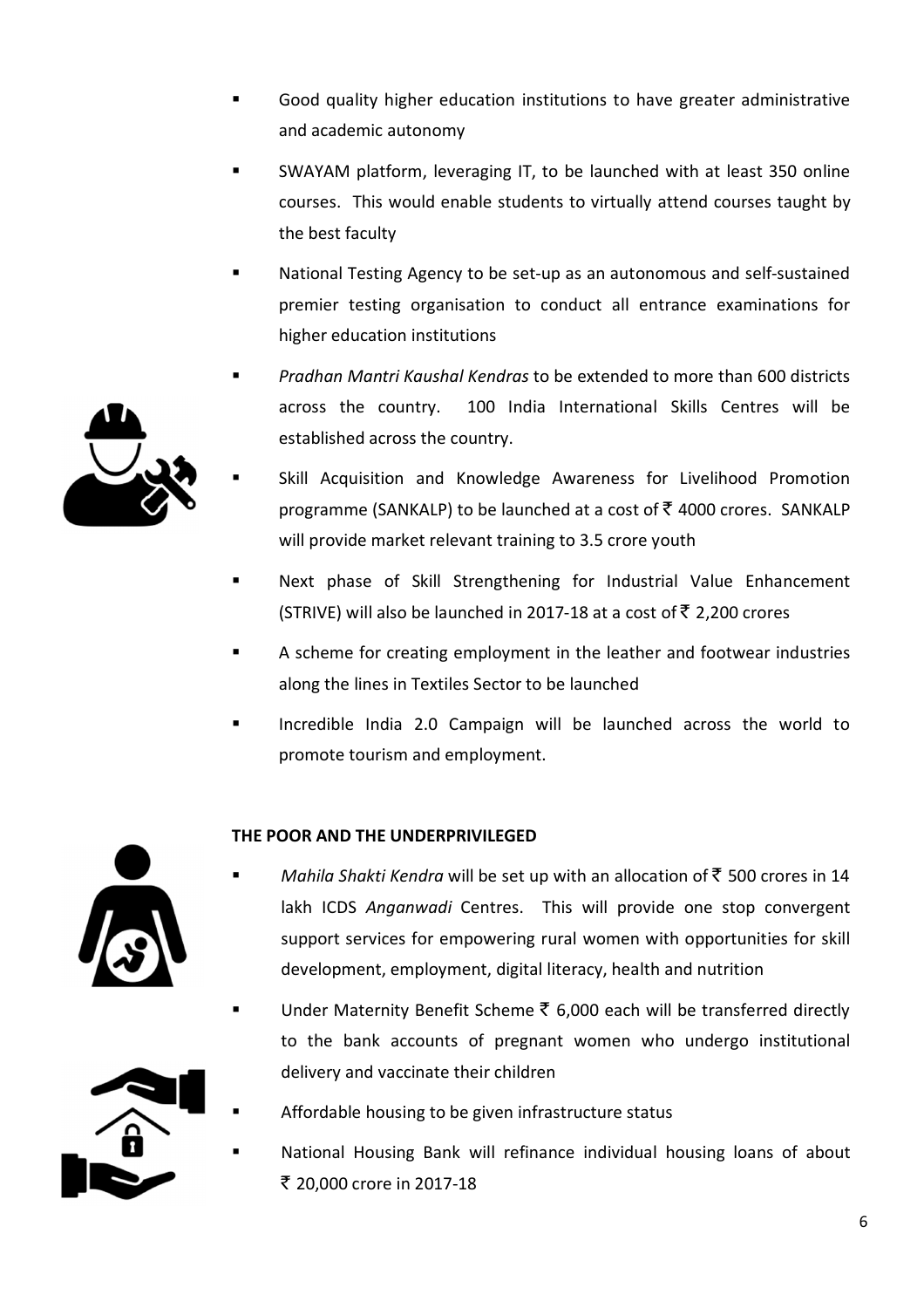- Good quality higher education institutions to have greater administrative and academic autonomy
- SWAYAM platform, leveraging IT, to be launched with at least 350 online courses. This would enable students to virtually attend courses taught by the best faculty
- National Testing Agency to be set-up as an autonomous and self-sustained premier testing organisation to conduct all entrance examinations for higher education institutions
- *Pradhan Mantri Kaushal Kendras* to be extended to more than 600 districts across the country. 100 India International Skills Centres will be established across the country.
- Skill Acquisition and Knowledge Awareness for Livelihood Promotion programme (SANKALP) to be launched at a cost of ₹ 4000 crores. SANKALP will provide market relevant training to 3.5 crore youth
- Next phase of Skill Strengthening for Industrial Value Enhancement (STRIVE) will also be launched in 2017-18 at a cost of ₹ 2,200 crores
- A scheme for creating employment in the leather and footwear industries along the lines in Textiles Sector to be launched
- Incredible India 2.0 Campaign will be launched across the world to promote tourism and employment.

**THE POOR AND THE UNDERPRIVILEGED**

- *Mahila Shakti Kendra* will be set up with an allocation of ₹ 500 crores in 14 lakh ICDS *Anganwadi* Centres. This will provide one stop convergent support services for empowering rural women with opportunities for skill development, employment, digital literacy, health and nutrition
- Under Maternity Benefit Scheme ₹ 6,000 each will be transferred directly to the bank accounts of pregnant women who undergo institutional delivery and vaccinate their children
- Affordable housing to be given infrastructure status
- National Housing Bank will refinance individual housing loans of about ₹ 20,000 crore in 2017-18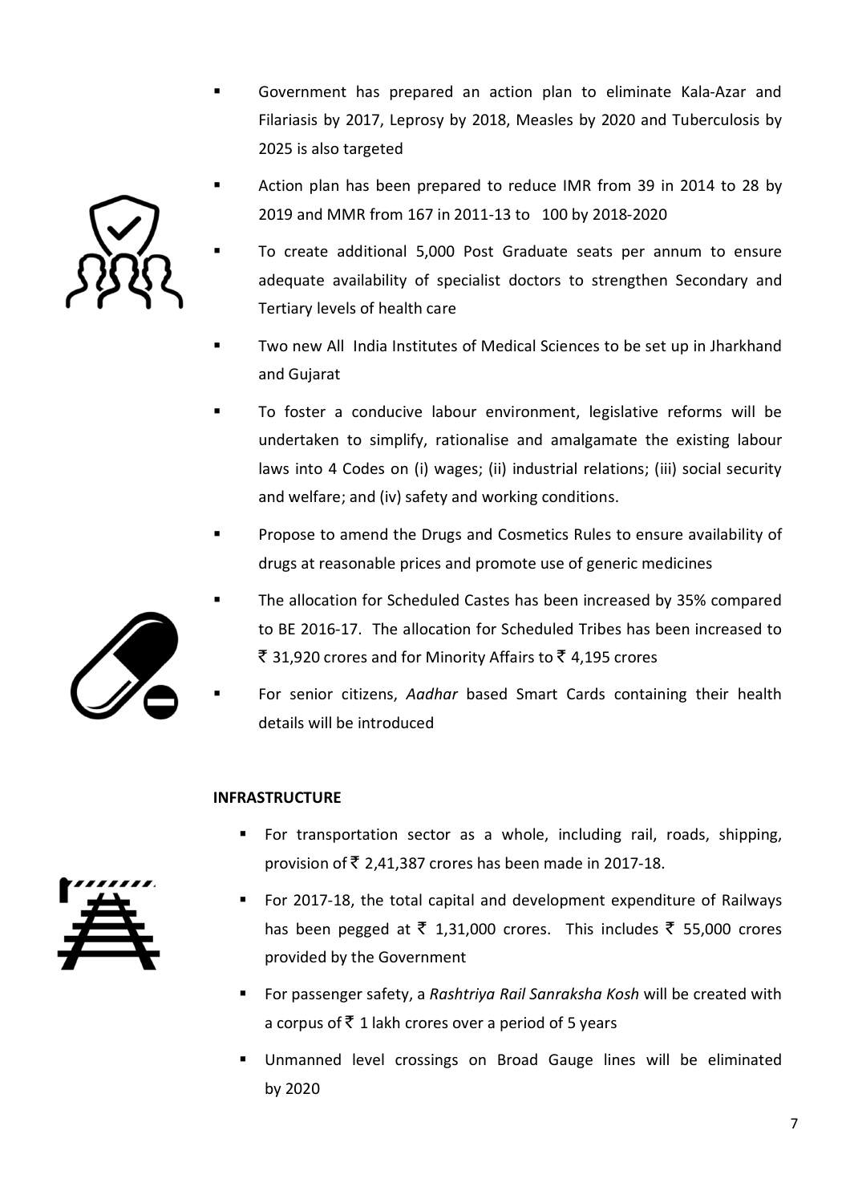- Government has prepared an action plan to eliminate Kala-Azar and Filariasis by 2017, Leprosy by 2018, Measles by 2020 and Tuberculosis by 2025 is also targeted
- Action plan has been prepared to reduce IMR from 39 in 2014 to 28 by 2019 and MMR from 167 in 2011-13 to 100 by 2018-2020
- To create additional 5,000 Post Graduate seats per annum to ensure adequate availability of specialist doctors to strengthen Secondary and Tertiary levels of health care
- Two new All India Institutes of Medical Sciences to be set up in Jharkhand and Gujarat
- To foster a conducive labour environment, legislative reforms will be undertaken to simplify, rationalise and amalgamate the existing labour laws into 4 Codes on (i) wages; (ii) industrial relations; (iii) social security and welfare; and (iv) safety and working conditions.
- Propose to amend the Drugs and Cosmetics Rules to ensure availability of drugs at reasonable prices and promote use of generic medicines
- The allocation for Scheduled Castes has been increased by 35% compared to BE 2016-17. The allocation for Scheduled Tribes has been increased to ₹ 31,920 crores and for Minority Affairs to ₹ 4,195 crores
- For senior citizens, *Aadhar* based Smart Cards containing their health details will be introduced

**INFRASTRUCTURE**

- For transportation sector as a whole, including rail, roads, shipping, provision of ₹ 2,41,387 crores has been made in 2017-18.
- For 2017-18, the total capital and development expenditure of Railways has been pegged at ₹ 1,31,000 crores. This includes ₹ 55,000 crores provided by the Government
- For passenger safety, a *Rashtriya Rail Sanraksha Kosh* will be created with a corpus of ₹ 1 lakh crores over a period of 5 years
- Unmanned level crossings on Broad Gauge lines will be eliminated by 2020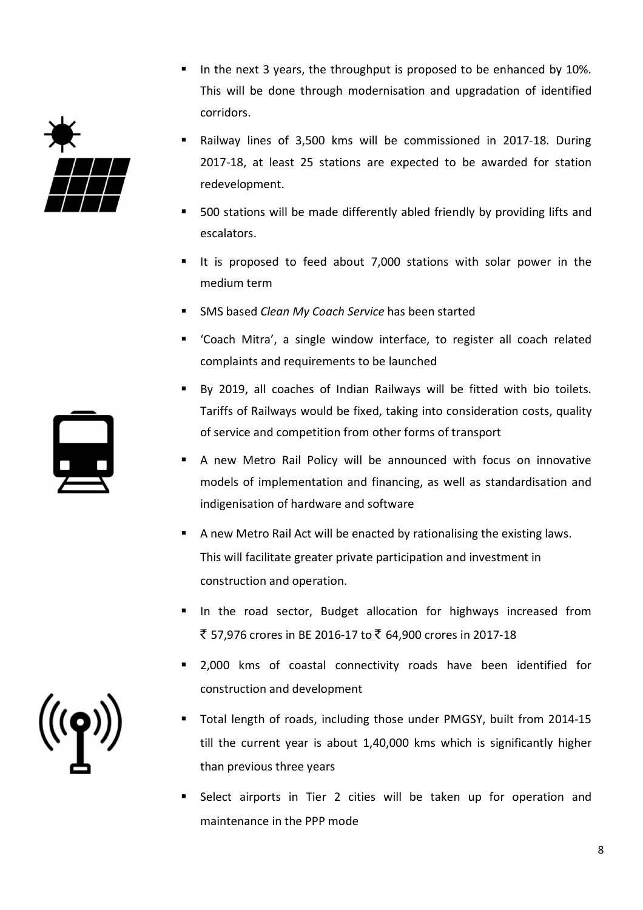- In the next 3 years, the throughput is proposed to be enhanced by 10%. This will be done through modernisation and upgradation of identified corridors.
- Railway lines of 3,500 kms will be commissioned in 2017-18. During 2017-18, at least 25 stations are expected to be awarded for station redevelopment.
- 500 stations will be made differently abled friendly by providing lifts and escalators.
- It is proposed to feed about 7,000 stations with solar power in the medium term
- SMS based *Clean My Coach Service* has been started
- 'Coach Mitra', a single window interface, to register all coach related complaints and requirements to be launched
- By 2019, all coaches of Indian Railways will be fitted with bio toilets. Tariffs of Railways would be fixed, taking into consideration costs, quality of service and competition from other forms of transport
- A new Metro Rail Policy will be announced with focus on innovative models of implementation and financing, as well as standardisation and indigenisation of hardware and software
- A new Metro Rail Act will be enacted by rationalising the existing laws. This will facilitate greater private participation and investment in construction and operation.
- In the road sector, Budget allocation for highways increased from ₹ 57,976 crores in BE 2016-17 to ₹ 64,900 crores in 2017-18
- 2,000 kms of coastal connectivity roads have been identified for construction and development
- Total length of roads, including those under PMGSY, built from 2014-15 till the current year is about 1,40,000 kms which is significantly higher than previous three years
- Select airports in Tier 2 cities will be taken up for operation and maintenance in the PPP mode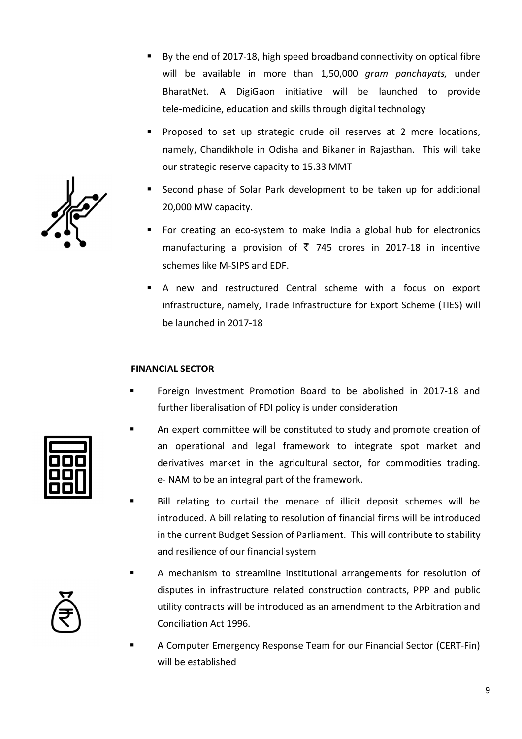- By the end of 2017-18, high speed broadband connectivity on optical fibre will be available in more than 1,50,000 *gram panchayats,* under BharatNet. A DigiGaon initiative will be launched to provide tele-medicine, education and skills through digital technology
- Proposed to set up strategic crude oil reserves at 2 more locations, namely, Chandikhole in Odisha and Bikaner in Rajasthan. This will take our strategic reserve capacity to 15.33 MMT
- Second phase of Solar Park development to be taken up for additional 20,000 MW capacity.
- For creating an eco-system to make India a global hub for electronics manufacturing a provision of ₹ 745 crores in 2017-18 in incentive schemes like M-SIPS and EDF.
- A new and restructured Central scheme with a focus on export infrastructure, namely, Trade Infrastructure for Export Scheme (TIES) will be launched in 2017-18

**FINANCIAL SECTOR**

- Foreign Investment Promotion Board to be abolished in 2017-18 and further liberalisation of FDI policy is under consideration
- An expert committee will be constituted to study and promote creation of an operational and legal framework to integrate spot market and derivatives market in the agricultural sector, for commodities trading. e- NAM to be an integral part of the framework.
- Bill relating to curtail the menace of illicit deposit schemes will be introduced. A bill relating to resolution of financial firms will be introduced in the current Budget Session of Parliament. This will contribute to stability and resilience of our financial system
- A mechanism to streamline institutional arrangements for resolution of disputes in infrastructure related construction contracts, PPP and public utility contracts will be introduced as an amendment to the Arbitration and Conciliation Act 1996.
- A Computer Emergency Response Team for our Financial Sector (CERT-Fin) will be established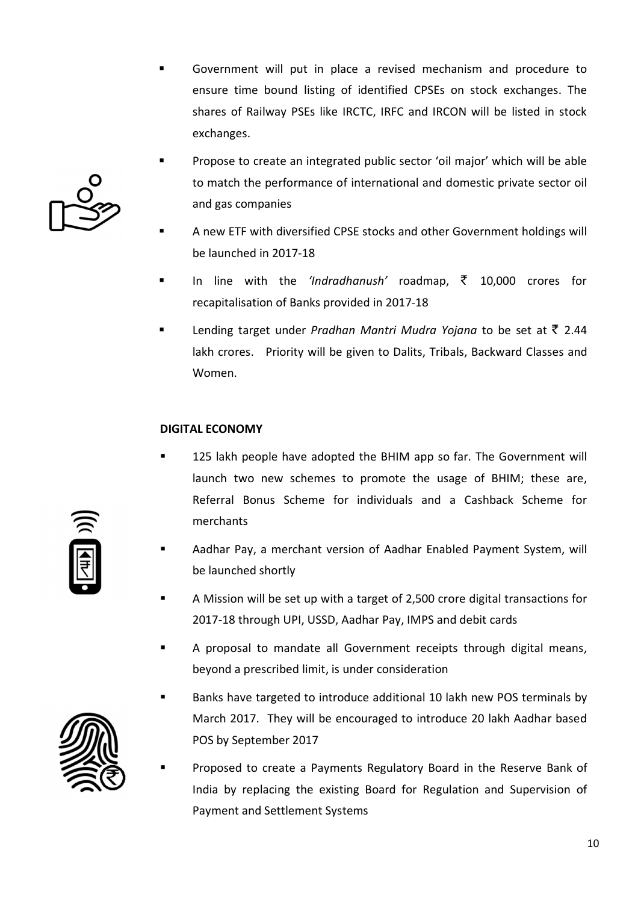- Government will put in place a revised mechanism and procedure to ensure time bound listing of identified CPSEs on stock exchanges. The shares of Railway PSEs like IRCTC, IRFC and IRCON will be listed in stock exchanges.
- Propose to create an integrated public sector 'oil major' which will be able to match the performance of international and domestic private sector oil and gas companies
- A new ETF with diversified CPSE stocks and other Government holdings will be launched in 2017-18
- In line with the *'Indradhanush'* roadmap, ₹ 10,000 crores for recapitalisation of Banks provided in 2017-18
- Lending target under *Pradhan Mantri Mudra Yojana* to be set at ₹ 2.44 lakh crores. Priority will be given to Dalits, Tribals, Backward Classes and Women.

**DIGITAL ECONOMY**

- 125 lakh people have adopted the BHIM app so far. The Government will launch two new schemes to promote the usage of BHIM; these are, Referral Bonus Scheme for individuals and a Cashback Scheme for merchants
- Aadhar Pay, a merchant version of Aadhar Enabled Payment System, will be launched shortly
- A Mission will be set up with a target of 2,500 crore digital transactions for 2017-18 through UPI, USSD, Aadhar Pay, IMPS and debit cards
- A proposal to mandate all Government receipts through digital means, beyond a prescribed limit, is under consideration
- Banks have targeted to introduce additional 10 lakh new POS terminals by March 2017. They will be encouraged to introduce 20 lakh Aadhar based POS by September 2017
- Proposed to create a Payments Regulatory Board in the Reserve Bank of India by replacing the existing Board for Regulation and Supervision of Payment and Settlement Systems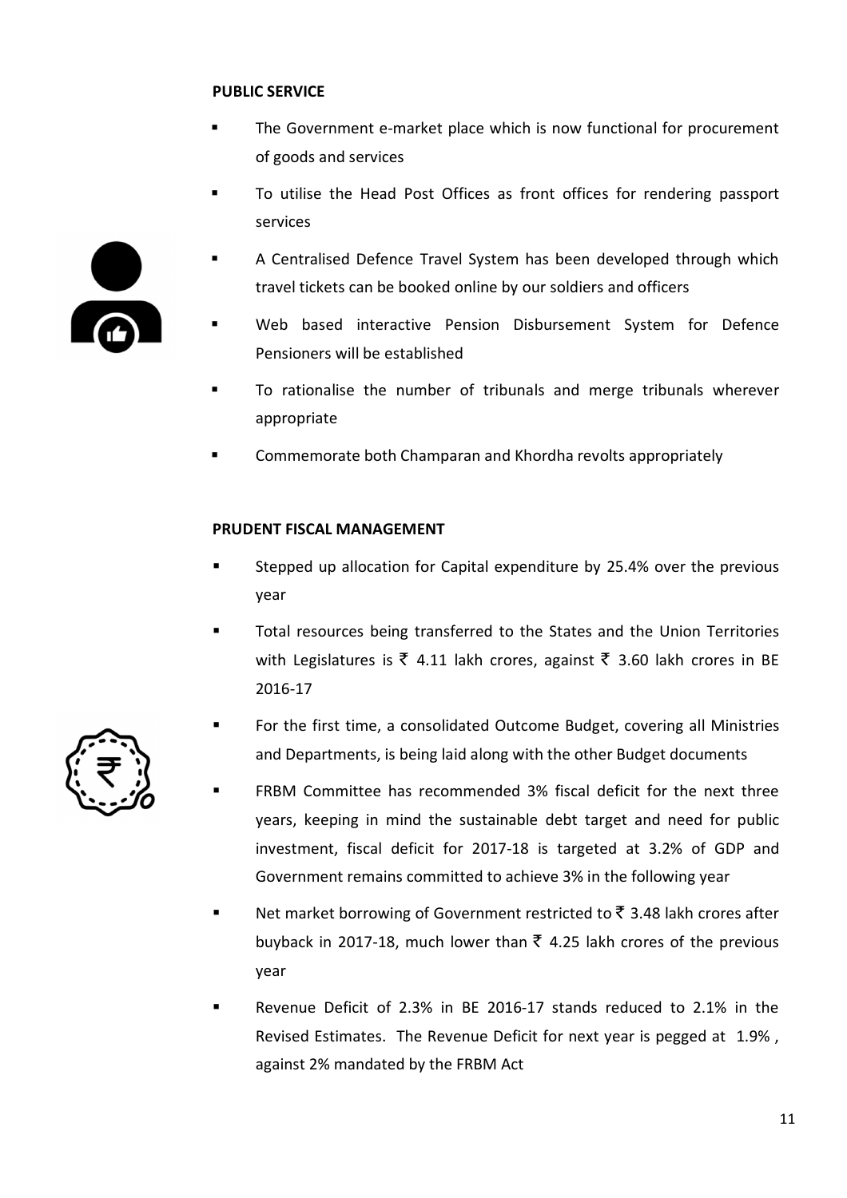**PUBLIC SERVICE**

- The Government e-market place which is now functional for procurement of goods and services
- To utilise the Head Post Offices as front offices for rendering passport services
- A Centralised Defence Travel System has been developed through which travel tickets can be booked online by our soldiers and officers
- Web based interactive Pension Disbursement System for Defence Pensioners will be established
- To rationalise the number of tribunals and merge tribunals wherever appropriate
- Commemorate both Champaran and Khordha revolts appropriately

**PRUDENT FISCAL MANAGEMENT**

- Stepped up allocation for Capital expenditure by 25.4% over the previous year
- Total resources being transferred to the States and the Union Territories with Legislatures is ₹ 4.11 lakh crores, against ₹ 3.60 lakh crores in BE 2016-17
- For the first time, a consolidated Outcome Budget, covering all Ministries and Departments, is being laid along with the other Budget documents
- FRBM Committee has recommended 3% fiscal deficit for the next three years, keeping in mind the sustainable debt target and need for public investment, fiscal deficit for 2017-18 is targeted at 3.2% of GDP and Government remains committed to achieve 3% in the following year
- Net market borrowing of Government restricted to ₹ 3.48 lakh crores after buyback in 2017-18, much lower than ₹ 4.25 lakh crores of the previous year
- Revenue Deficit of 2.3% in BE 2016-17 stands reduced to 2.1% in the Revised Estimates. The Revenue Deficit for next year is pegged at 1.9% , against 2% mandated by the FRBM Act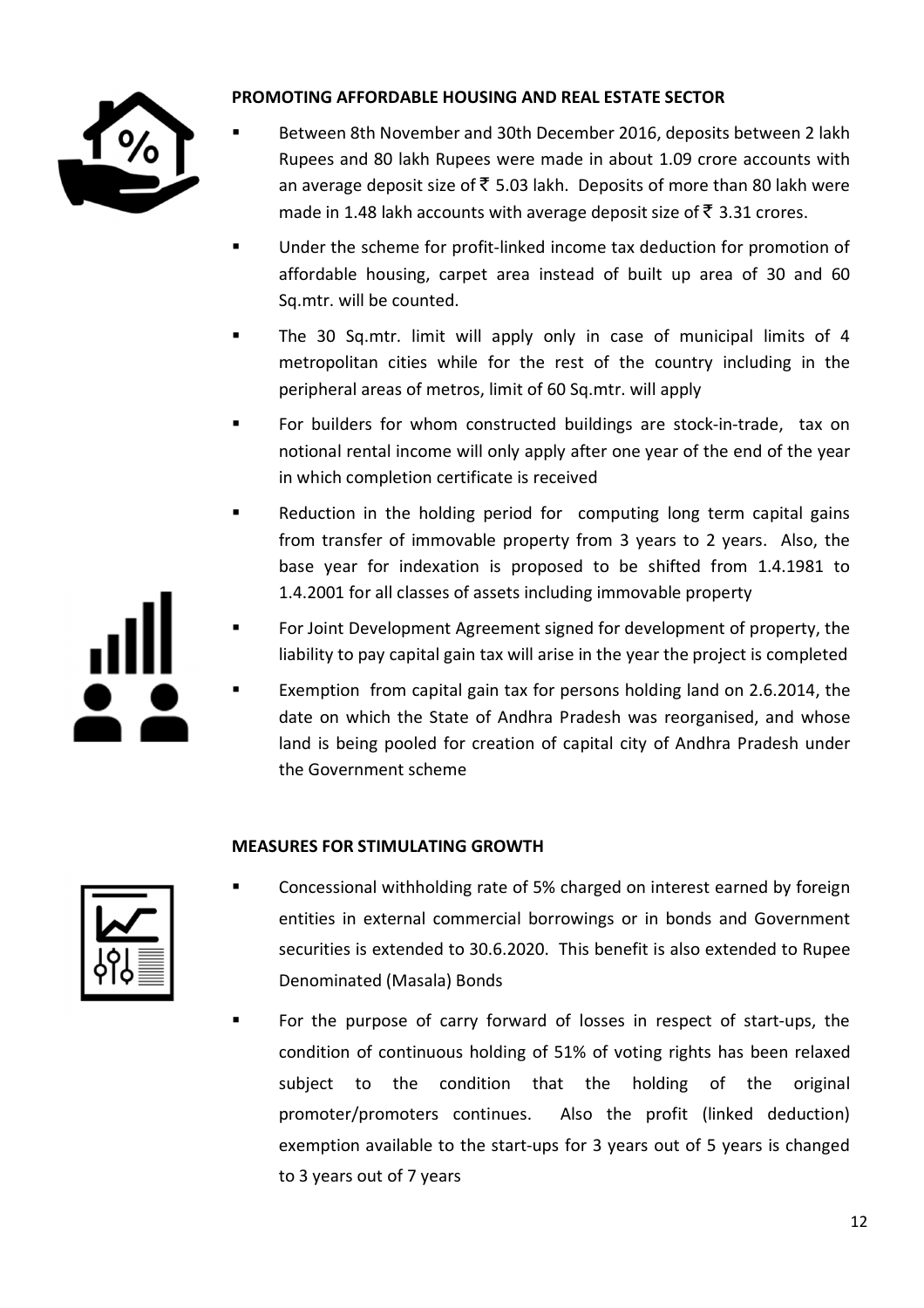## PROMOTING AFFORDABLE HOUSING AND REAL ESTATE SECTOR

- Between 8th November and 30th December 2016, deposits between 2 lakh Rupees and 80 lakh Rupees were made in about 1.09 crore accounts with an average deposit size of ₹ 5.03 lakh. Deposits of more than 80 lakh were made in 1.48 lakh accounts with average deposit size of ₹ 3.31 crores.
- Under the scheme for profit-linked income tax deduction for promotion of affordable housing, carpet area instead of built up area of 30 and 60 Sq.mtr. will be counted.
- The 30 Sq.mtr. limit will apply only in case of municipal limits of 4 metropolitan cities while for the rest of the country including in the peripheral areas of metros, limit of 60 Sq.mtr. will apply
- For builders for whom constructed buildings are stock-in-trade, tax on notional rental income will only apply after one year of the end of the year in which completion certificate is received
- Reduction in the holding period for computing long term capital gains from transfer of immovable property from 3 years to 2 years. Also, the base year for indexation is proposed to be shifted from 1.4.1981 to 1.4.2001 for all classes of assets including immovable property
- For Joint Development Agreement signed for development of property, the liability to pay capital gain tax will arise in the year the project is completed
- Exemption from capital gain tax for persons holding land on 2.6.2014, the date on which the State of Andhra Pradesh was reorganised, and whose land is being pooled for creation of capital city of Andhra Pradesh under the Government scheme

## MEASURES FOR STIMULATING GROWTH

- Concessional withholding rate of 5% charged on interest earned by foreign entities in external commercial borrowings or in bonds and Government securities is extended to 30.6.2020. This benefit is also extended to Rupee Denominated (Masala) Bonds
- For the purpose of carry forward of losses in respect of start-ups, the condition of continuous holding of 51% of voting rights has been relaxed subject to the condition that the holding of the original promoter/promoters continues. Also the profit (linked deduction) exemption available to the start-ups for 3 years out of 5 years is changed to 3 years out of 7 years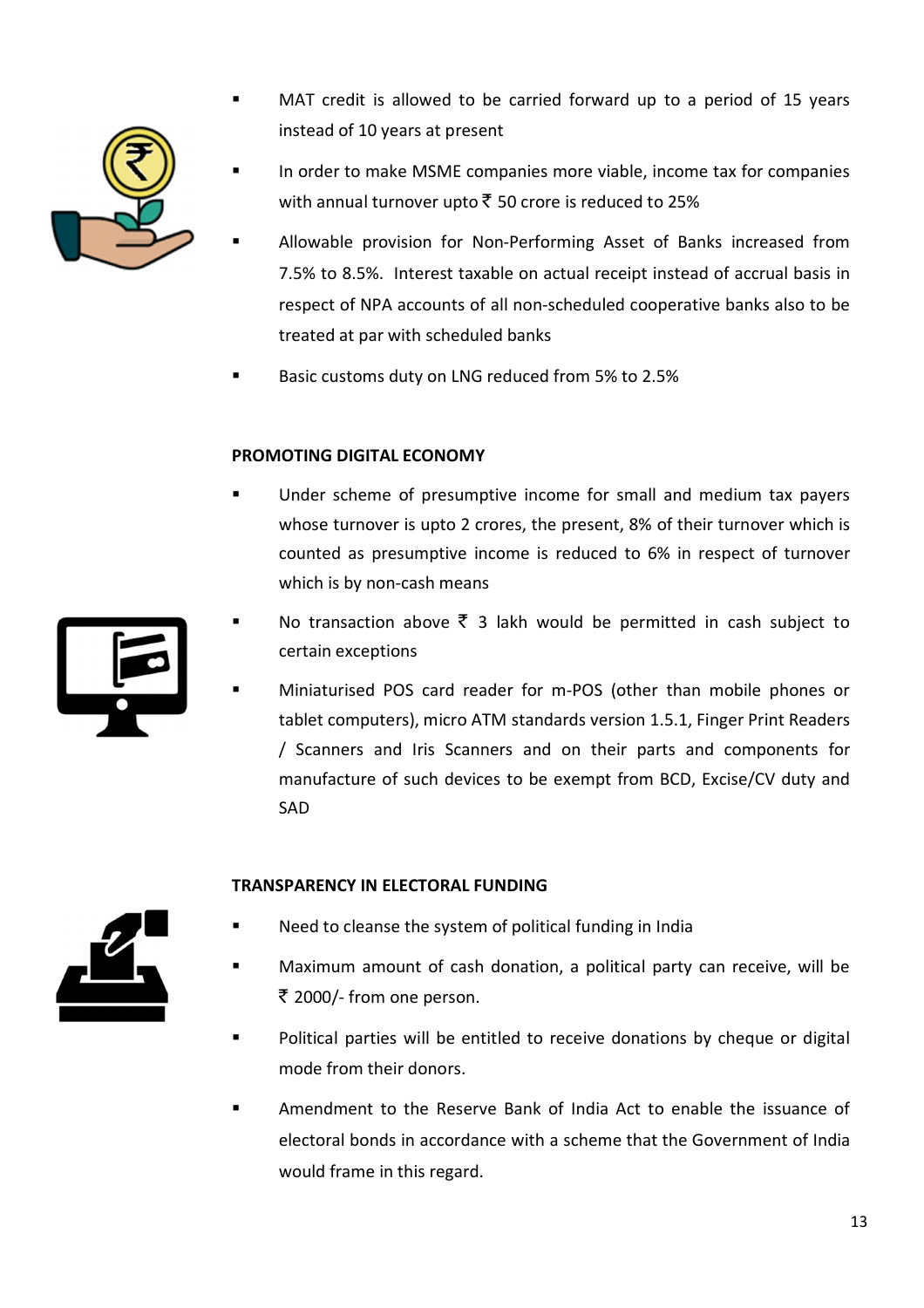- MAT credit is allowed to be carried forward up to a period of 15 years instead of 10 years at present
- In order to make MSME companies more viable, income tax for companies with annual turnover upto ₹ 50 crore is reduced to 25%
- Allowable provision for Non-Performing Asset of Banks increased from 7.5% to 8.5%. Interest taxable on actual receipt instead of accrual basis in respect of NPA accounts of all non-scheduled cooperative banks also to be treated at par with scheduled banks
- Basic customs duty on LNG reduced from 5% to 2.5%

**PROMOTING DIGITAL ECONOMY**

- Under scheme of presumptive income for small and medium tax payers whose turnover is upto 2 crores, the present, 8% of their turnover which is counted as presumptive income is reduced to 6% in respect of turnover which is by non-cash means
- No transaction above ₹ 3 lakh would be permitted in cash subject to certain exceptions
- Miniaturised POS card reader for m-POS (other than mobile phones or tablet computers), micro ATM standards version 1.5.1, Finger Print Readers / Scanners and Iris Scanners and on their parts and components for manufacture of such devices to be exempt from BCD, Excise/CV duty and SAD

**TRANSPARENCY IN ELECTORAL FUNDING**

- Need to cleanse the system of political funding in India
- Maximum amount of cash donation, a political party can receive, will be ₹ 2000/- from one person.
- Political parties will be entitled to receive donations by cheque or digital mode from their donors.
- Amendment to the Reserve Bank of India Act to enable the issuance of electoral bonds in accordance with a scheme that the Government of India would frame in this regard.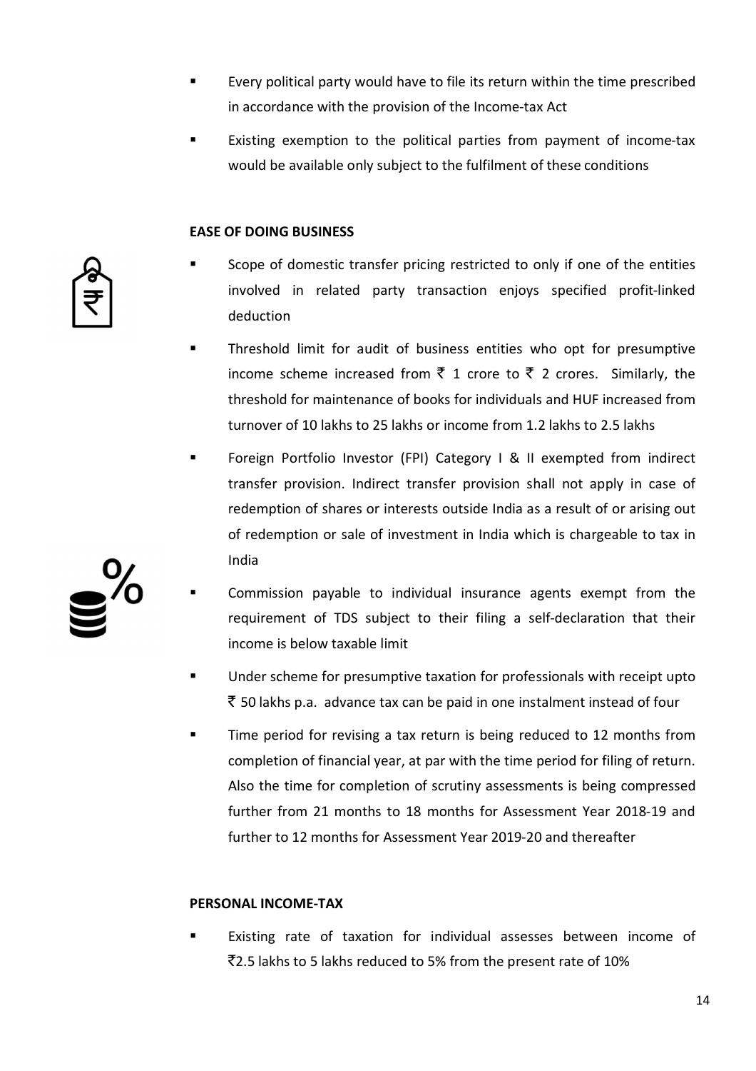- Every political party would have to file its return within the time prescribed in accordance with the provision of the Income-tax Act
- Existing exemption to the political parties from payment of income-tax would be available only subject to the fulfilment of these conditions

**EASE OF DOING BUSINESS**

- Scope of domestic transfer pricing restricted to only if one of the entities involved in related party transaction enjoys specified profit-linked deduction
- Threshold limit for audit of business entities who opt for presumptive income scheme increased from ₹ 1 crore to ₹ 2 crores. Similarly, the threshold for maintenance of books for individuals and HUF increased from turnover of 10 lakhs to 25 lakhs or income from 1.2 lakhs to 2.5 lakhs
- Foreign Portfolio Investor (FPI) Category I & II exempted from indirect transfer provision. Indirect transfer provision shall not apply in case of redemption of shares or interests outside India as a result of or arising out of redemption or sale of investment in India which is chargeable to tax in India
- Commission payable to individual insurance agents exempt from the requirement of TDS subject to their filing a self-declaration that their income is below taxable limit
- Under scheme for presumptive taxation for professionals with receipt upto ₹ 50 lakhs p.a. advance tax can be paid in one instalment instead of four
- Time period for revising a tax return is being reduced to 12 months from completion of financial year, at par with the time period for filing of return. Also the time for completion of scrutiny assessments is being compressed further from 21 months to 18 months for Assessment Year 2018-19 and further to 12 months for Assessment Year 2019-20 and thereafter

**PERSONAL INCOME-TAX**

- Existing rate of taxation for individual assesses between income of ₹2.5 lakhs to 5 lakhs reduced to 5% from the present rate of 10%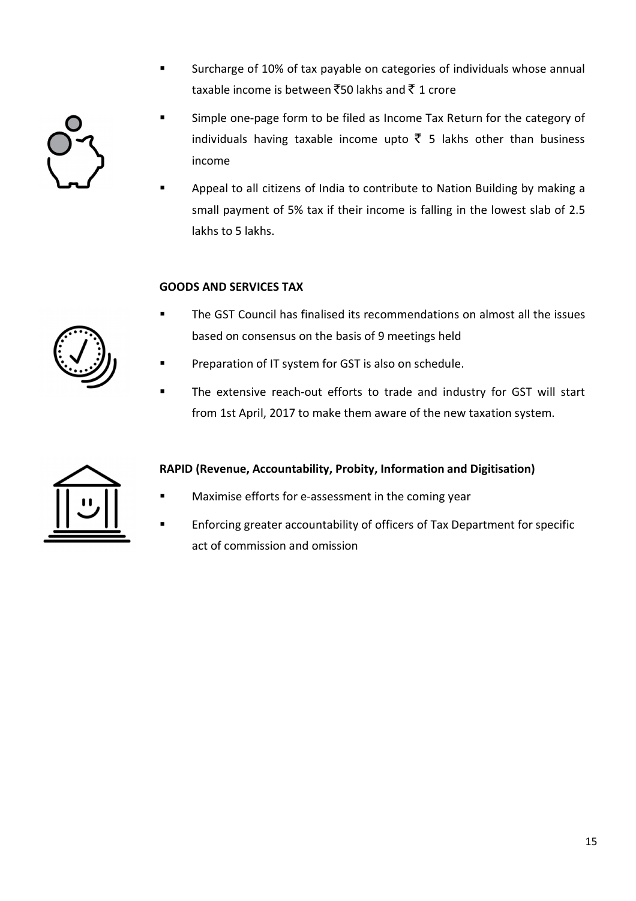- Surcharge of 10% of tax payable on categories of individuals whose annual taxable income is between ₹50 lakhs and ₹ 1 crore
- Simple one-page form to be filed as Income Tax Return for the category of individuals having taxable income upto ₹ 5 lakhs other than business income
- Appeal to all citizens of India to contribute to Nation Building by making a small payment of 5% tax if their income is falling in the lowest slab of 2.5 lakhs to 5 lakhs.

**GOODS AND SERVICES TAX**

- The GST Council has finalised its recommendations on almost all the issues based on consensus on the basis of 9 meetings held
- Preparation of IT system for GST is also on schedule.
- The extensive reach-out efforts to trade and industry for GST will start from 1st April, 2017 to make them aware of the new taxation system.

**RAPID (Revenue, Accountability, Probity, Information and Digitisation)**

- Maximise efforts for e-assessment in the coming year
- Enforcing greater accountability of officers of Tax Department for specific act of commission and omission